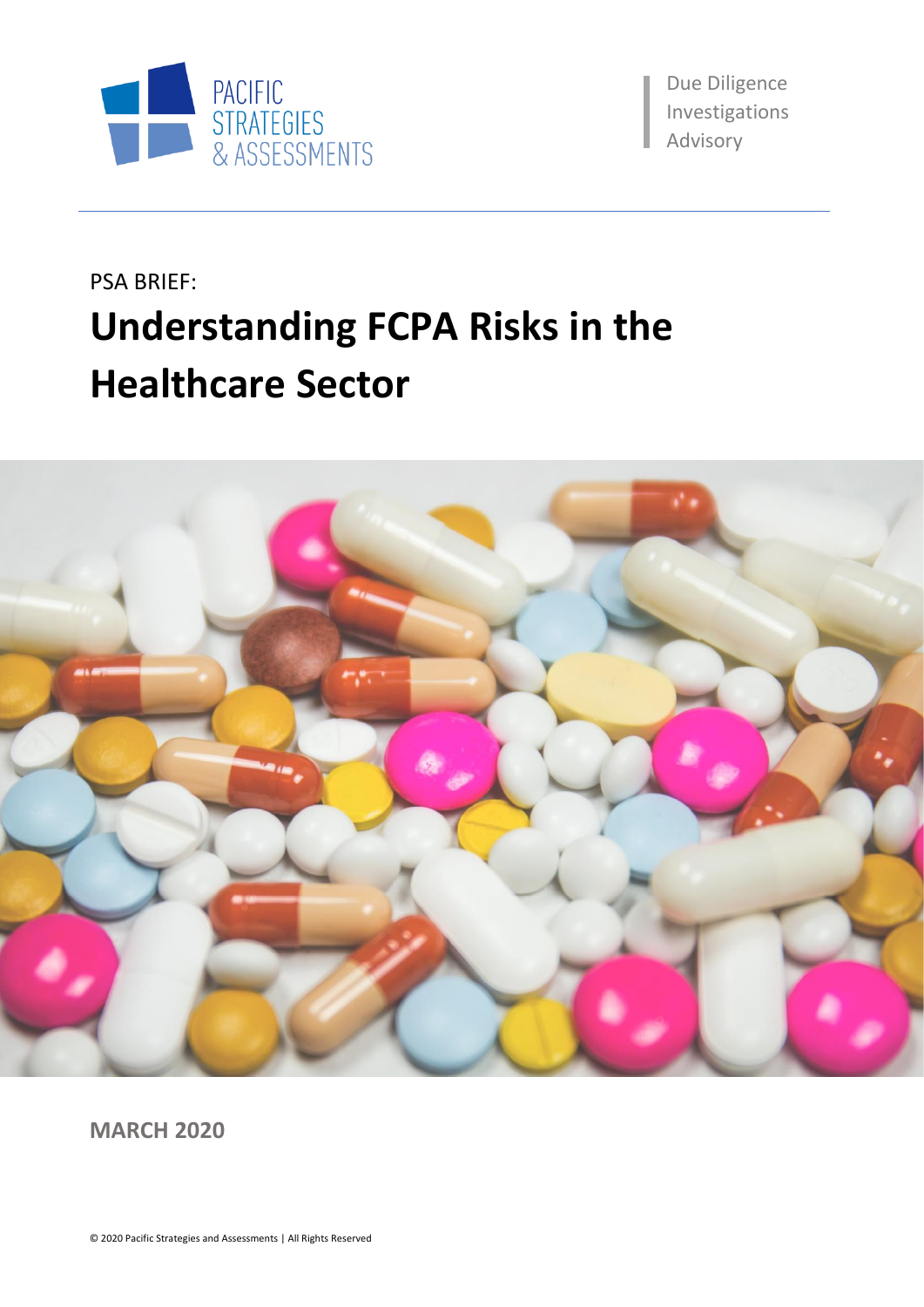PACIFIC STRATEGIES & ASSESSMENTS

Due Diligence
Investigations
Advisory

PSA BRIEF:

# Understanding FCPA Risks in the Healthcare Sector

**MARCH 2020**

© 2020 Pacific Strategies and Assessments | All Rights Reserved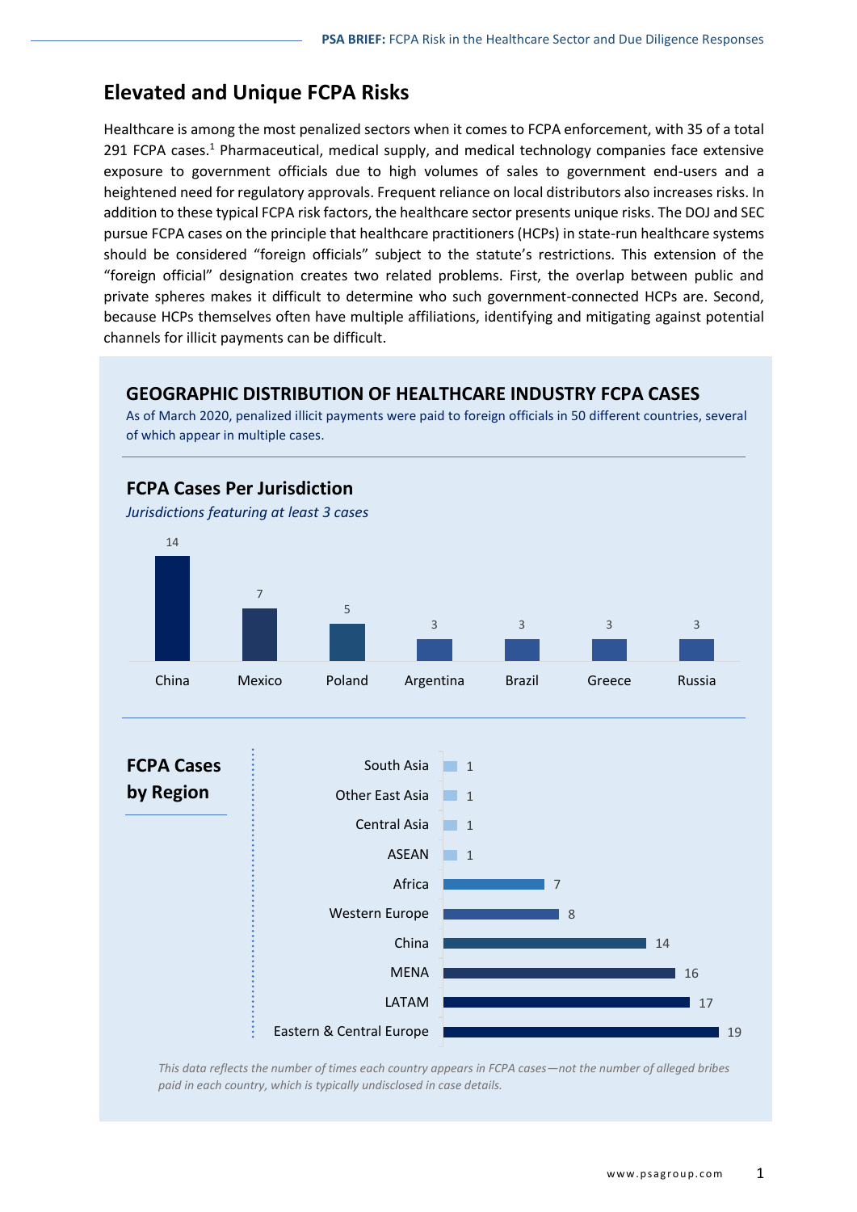## Elevated and Unique FCPA Risks

Healthcare is among the most penalized sectors when it comes to FCPA enforcement, with 35 of a total 291 FCPA cases.[1] Pharmaceutical, medical supply, and medical technology companies face extensive exposure to government officials due to high volumes of sales to government end-users and a heightened need for regulatory approvals. Frequent reliance on local distributors also increases risks. In addition to these typical FCPA risk factors, the healthcare sector presents unique risks. The DOJ and SEC pursue FCPA cases on the principle that healthcare practitioners (HCPs) in state-run healthcare systems should be considered "foreign officials" subject to the statute's restrictions. This extension of the "foreign official" designation creates two related problems. First, the overlap between public and private spheres makes it difficult to determine who such government-connected HCPs are. Second, because HCPs themselves often have multiple affiliations, identifying and mitigating against potential channels for illicit payments can be difficult.

### GEOGRAPHIC DISTRIBUTION OF HEALTHCARE INDUSTRY FCPA CASES

As of March 2020, penalized illicit payments were paid to foreign officials in 50 different countries, several of which appear in multiple cases.

#### FCPA Cases Per Jurisdiction

*Jurisdictions featuring at least 3 cases*

| Jurisdiction | Cases |
|---|---|
| China | 14 |
| Mexico | 7 |
| Poland | 5 |
| Argentina | 3 |
| Brazil | 3 |
| Greece | 3 |
| Russia | 3 |

#### FCPA Cases by Region

| Region | Cases |
|---|---|
| South Asia | 1 |
| Other East Asia | 1 |
| Central Asia | 1 |
| ASEAN | 1 |
| Africa | 7 |
| Western Europe | 8 |
| China | 14 |
| MENA | 16 |
| LATAM | 17 |
| Eastern & Central Europe | 19 |

*This data reflects the number of times each country appears in FCPA cases—not the number of alleged bribes paid in each country, which is typically undisclosed in case details.*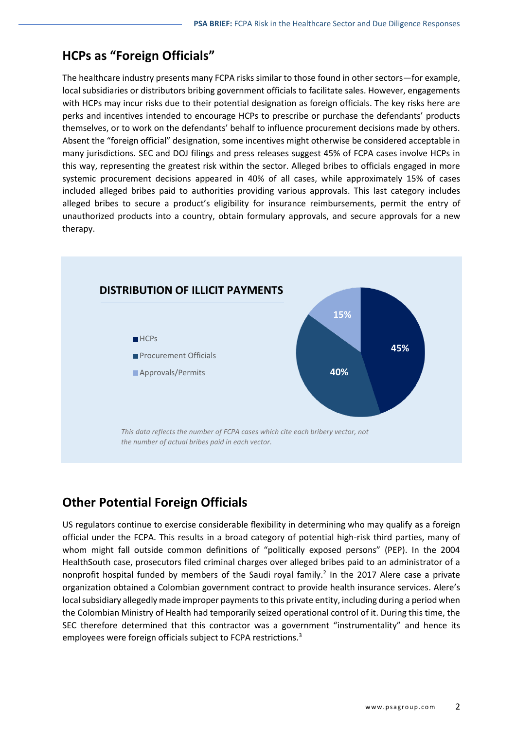## HCPs as "Foreign Officials"

The healthcare industry presents many FCPA risks similar to those found in other sectors—for example, local subsidiaries or distributors bribing government officials to facilitate sales. However, engagements with HCPs may incur risks due to their potential designation as foreign officials. The key risks here are perks and incentives intended to encourage HCPs to prescribe or purchase the defendants' products themselves, or to work on the defendants' behalf to influence procurement decisions made by others. Absent the "foreign official" designation, some incentives might otherwise be considered acceptable in many jurisdictions. SEC and DOJ filings and press releases suggest 45% of FCPA cases involve HCPs in this way, representing the greatest risk within the sector. Alleged bribes to officials engaged in more systemic procurement decisions appeared in 40% of all cases, while approximately 15% of cases included alleged bribes paid to authorities providing various approvals. This last category includes alleged bribes to secure a product's eligibility for insurance reimbursements, permit the entry of unauthorized products into a country, obtain formulary approvals, and secure approvals for a new therapy.

**DISTRIBUTION OF ILLICIT PAYMENTS**

| Category | Share |
| --- | --- |
| HCPs | 45% |
| Procurement Officials | 40% |
| Approvals/Permits | 15% |

*This data reflects the number of FCPA cases which cite each bribery vector, not the number of actual bribes paid in each vector.*

## Other Potential Foreign Officials

US regulators continue to exercise considerable flexibility in determining who may qualify as a foreign official under the FCPA. This results in a broad category of potential high-risk third parties, many of whom might fall outside common definitions of "politically exposed persons" (PEP). In the 2004 HealthSouth case, prosecutors filed criminal charges over alleged bribes paid to an administrator of a nonprofit hospital funded by members of the Saudi royal family.[2] In the 2017 Alere case a private organization obtained a Colombian government contract to provide health insurance services. Alere's local subsidiary allegedly made improper payments to this private entity, including during a period when the Colombian Ministry of Health had temporarily seized operational control of it. During this time, the SEC therefore determined that this contractor was a government "instrumentality" and hence its employees were foreign officials subject to FCPA restrictions.[3]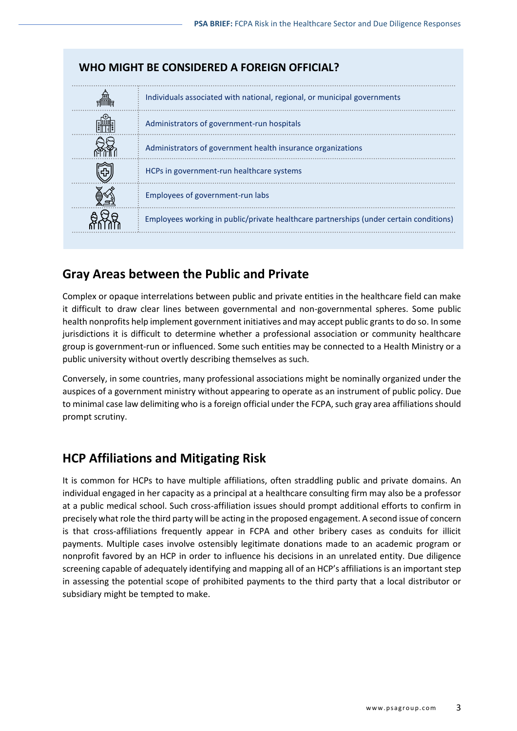## WHO MIGHT BE CONSIDERED A FOREIGN OFFICIAL?

- Individuals associated with national, regional, or municipal governments
- Administrators of government-run hospitals
- Administrators of government health insurance organizations
- HCPs in government-run healthcare systems
- Employees of government-run labs
- Employees working in public/private healthcare partnerships (under certain conditions)

## Gray Areas between the Public and Private

Complex or opaque interrelations between public and private entities in the healthcare field can make it difficult to draw clear lines between governmental and non-governmental spheres. Some public health nonprofits help implement government initiatives and may accept public grants to do so. In some jurisdictions it is difficult to determine whether a professional association or community healthcare group is government-run or influenced. Some such entities may be connected to a Health Ministry or a public university without overtly describing themselves as such.

Conversely, in some countries, many professional associations might be nominally organized under the auspices of a government ministry without appearing to operate as an instrument of public policy. Due to minimal case law delimiting who is a foreign official under the FCPA, such gray area affiliations should prompt scrutiny.

## HCP Affiliations and Mitigating Risk

It is common for HCPs to have multiple affiliations, often straddling public and private domains. An individual engaged in her capacity as a principal at a healthcare consulting firm may also be a professor at a public medical school. Such cross-affiliation issues should prompt additional efforts to confirm in precisely what role the third party will be acting in the proposed engagement. A second issue of concern is that cross-affiliations frequently appear in FCPA and other bribery cases as conduits for illicit payments. Multiple cases involve ostensibly legitimate donations made to an academic program or nonprofit favored by an HCP in order to influence his decisions in an unrelated entity. Due diligence screening capable of adequately identifying and mapping all of an HCP's affiliations is an important step in assessing the potential scope of prohibited payments to the third party that a local distributor or subsidiary might be tempted to make.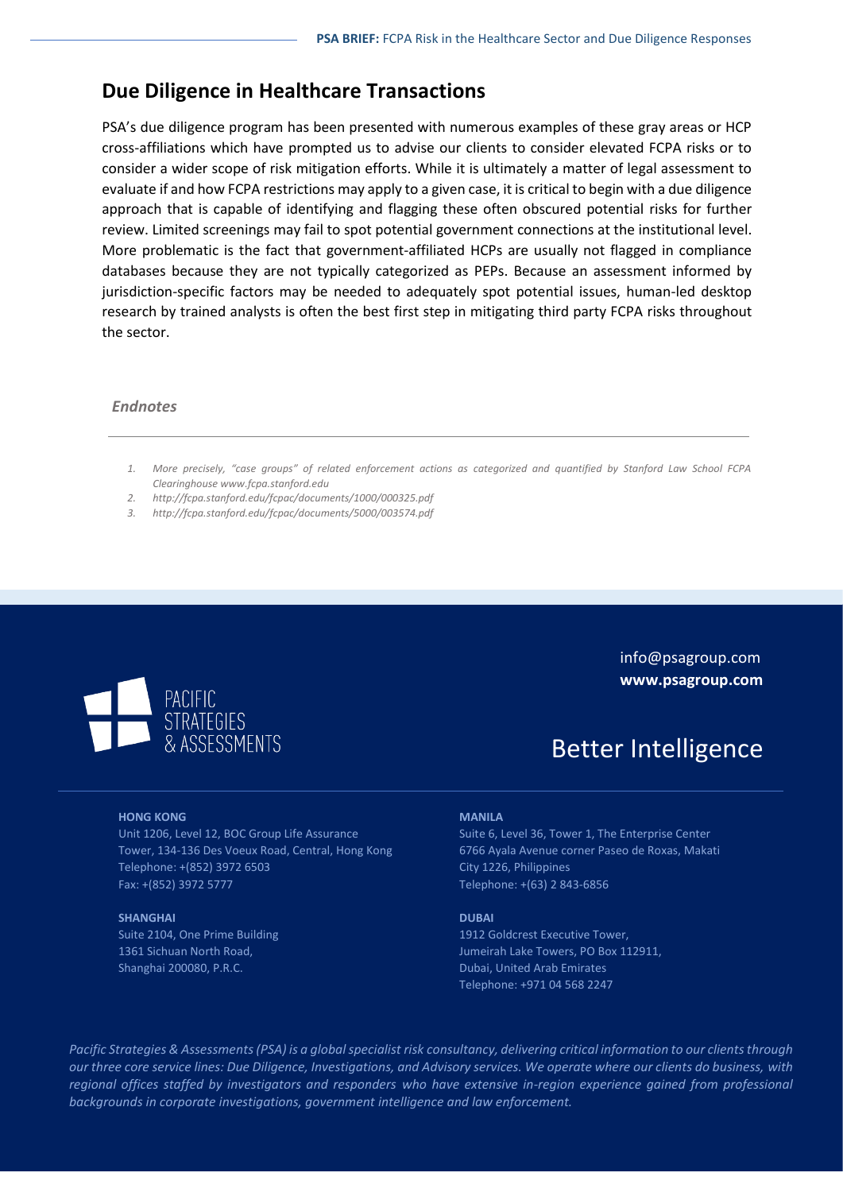## Due Diligence in Healthcare Transactions

PSA's due diligence program has been presented with numerous examples of these gray areas or HCP cross-affiliations which have prompted us to advise our clients to consider elevated FCPA risks or to consider a wider scope of risk mitigation efforts. While it is ultimately a matter of legal assessment to evaluate if and how FCPA restrictions may apply to a given case, it is critical to begin with a due diligence approach that is capable of identifying and flagging these often obscured potential risks for further review. Limited screenings may fail to spot potential government connections at the institutional level. More problematic is the fact that government-affiliated HCPs are usually not flagged in compliance databases because they are not typically categorized as PEPs. Because an assessment informed by jurisdiction-specific factors may be needed to adequately spot potential issues, human-led desktop research by trained analysts is often the best first step in mitigating third party FCPA risks throughout the sector.

### *Endnotes*

1. *More precisely, "case groups" of related enforcement actions as categorized and quantified by Stanford Law School FCPA Clearinghouse www.fcpa.stanford.edu*
2. *http://fcpa.stanford.edu/fcpac/documents/1000/000325.pdf*
3. *http://fcpa.stanford.edu/fcpac/documents/5000/003574.pdf*

PACIFIC STRATEGIES & ASSESSMENTS

info@psagroup.com
**www.psagroup.com**

Better Intelligence

**HONG KONG**
Unit 1206, Level 12, BOC Group Life Assurance Tower, 134-136 Des Voeux Road, Central, Hong Kong
Telephone: +(852) 3972 6503
Fax: +(852) 3972 5777

**SHANGHAI**
Suite 2104, One Prime Building
1361 Sichuan North Road,
Shanghai 200080, P.R.C.

**MANILA**
Suite 6, Level 36, Tower 1, The Enterprise Center
6766 Ayala Avenue corner Paseo de Roxas, Makati City 1226, Philippines
Telephone: +(63) 2 843-6856

**DUBAI**
1912 Goldcrest Executive Tower,
Jumeirah Lake Towers, PO Box 112911,
Dubai, United Arab Emirates
Telephone: +971 04 568 2247

*Pacific Strategies & Assessments (PSA) is a global specialist risk consultancy, delivering critical information to our clients through our three core service lines: Due Diligence, Investigations, and Advisory services. We operate where our clients do business, with regional offices staffed by investigators and responders who have extensive in-region experience gained from professional backgrounds in corporate investigations, government intelligence and law enforcement.*